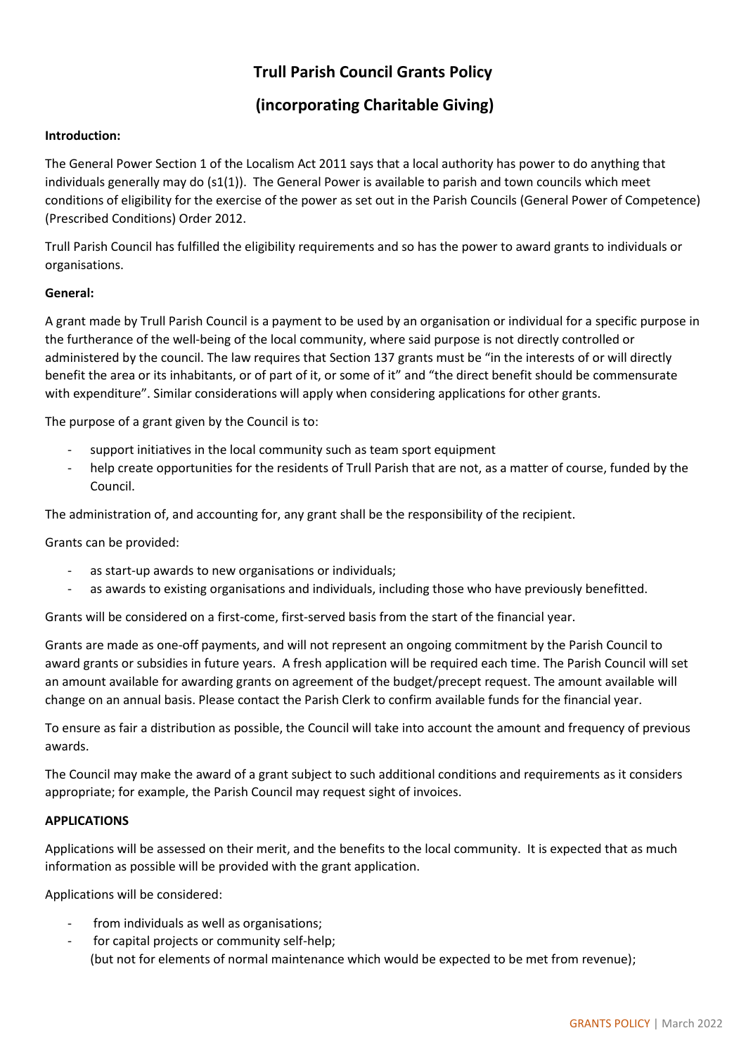# Trull Parish Council Grants Policy

# (incorporating Charitable Giving)

**Introduction:**

The General Power Section 1 of the Localism Act 2011 says that a local authority has power to do anything that individuals generally may do (s1(1)). The General Power is available to parish and town councils which meet conditions of eligibility for the exercise of the power as set out in the Parish Councils (General Power of Competence) (Prescribed Conditions) Order 2012.

Trull Parish Council has fulfilled the eligibility requirements and so has the power to award grants to individuals or organisations.

**General:**

A grant made by Trull Parish Council is a payment to be used by an organisation or individual for a specific purpose in the furtherance of the well-being of the local community, where said purpose is not directly controlled or administered by the council. The law requires that Section 137 grants must be "in the interests of or will directly benefit the area or its inhabitants, or of part of it, or some of it" and "the direct benefit should be commensurate with expenditure". Similar considerations will apply when considering applications for other grants.

The purpose of a grant given by the Council is to:

- support initiatives in the local community such as team sport equipment
- help create opportunities for the residents of Trull Parish that are not, as a matter of course, funded by the Council.

The administration of, and accounting for, any grant shall be the responsibility of the recipient.

Grants can be provided:

- as start-up awards to new organisations or individuals;
- as awards to existing organisations and individuals, including those who have previously benefitted.

Grants will be considered on a first-come, first-served basis from the start of the financial year.

Grants are made as one-off payments, and will not represent an ongoing commitment by the Parish Council to award grants or subsidies in future years. A fresh application will be required each time. The Parish Council will set an amount available for awarding grants on agreement of the budget/precept request. The amount available will change on an annual basis. Please contact the Parish Clerk to confirm available funds for the financial year.

To ensure as fair a distribution as possible, the Council will take into account the amount and frequency of previous awards.

The Council may make the award of a grant subject to such additional conditions and requirements as it considers appropriate; for example, the Parish Council may request sight of invoices.

**APPLICATIONS**

Applications will be assessed on their merit, and the benefits to the local community. It is expected that as much information as possible will be provided with the grant application.

Applications will be considered:

- from individuals as well as organisations;
- for capital projects or community self-help;
  (but not for elements of normal maintenance which would be expected to be met from revenue);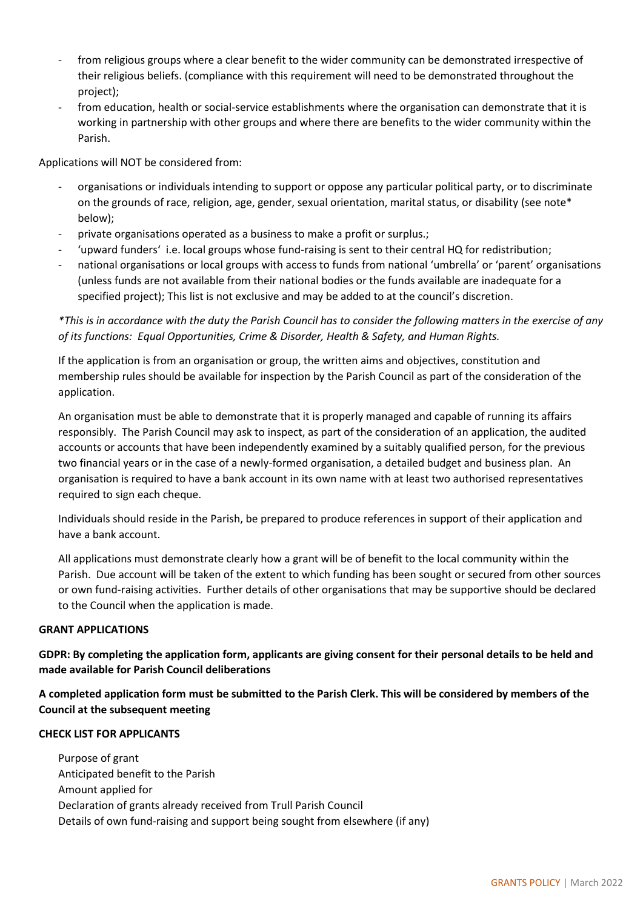- from religious groups where a clear benefit to the wider community can be demonstrated irrespective of their religious beliefs. (compliance with this requirement will need to be demonstrated throughout the project);
- from education, health or social-service establishments where the organisation can demonstrate that it is working in partnership with other groups and where there are benefits to the wider community within the Parish.

Applications will NOT be considered from:

- organisations or individuals intending to support or oppose any particular political party, or to discriminate on the grounds of race, religion, age, gender, sexual orientation, marital status, or disability (see note* below);
- private organisations operated as a business to make a profit or surplus.;
- 'upward funders' i.e. local groups whose fund-raising is sent to their central HQ for redistribution;
- national organisations or local groups with access to funds from national 'umbrella' or 'parent' organisations (unless funds are not available from their national bodies or the funds available are inadequate for a specified project); This list is not exclusive and may be added to at the council's discretion.

*\*This is in accordance with the duty the Parish Council has to consider the following matters in the exercise of any of its functions: Equal Opportunities, Crime & Disorder, Health & Safety, and Human Rights.*

If the application is from an organisation or group, the written aims and objectives, constitution and membership rules should be available for inspection by the Parish Council as part of the consideration of the application.

An organisation must be able to demonstrate that it is properly managed and capable of running its affairs responsibly. The Parish Council may ask to inspect, as part of the consideration of an application, the audited accounts or accounts that have been independently examined by a suitably qualified person, for the previous two financial years or in the case of a newly-formed organisation, a detailed budget and business plan. An organisation is required to have a bank account in its own name with at least two authorised representatives required to sign each cheque.

Individuals should reside in the Parish, be prepared to produce references in support of their application and have a bank account.

All applications must demonstrate clearly how a grant will be of benefit to the local community within the Parish. Due account will be taken of the extent to which funding has been sought or secured from other sources or own fund-raising activities. Further details of other organisations that may be supportive should be declared to the Council when the application is made.

**GRANT APPLICATIONS**

**GDPR: By completing the application form, applicants are giving consent for their personal details to be held and made available for Parish Council deliberations**

**A completed application form must be submitted to the Parish Clerk. This will be considered by members of the Council at the subsequent meeting**

**CHECK LIST FOR APPLICANTS**

Purpose of grant
Anticipated benefit to the Parish
Amount applied for
Declaration of grants already received from Trull Parish Council
Details of own fund-raising and support being sought from elsewhere (if any)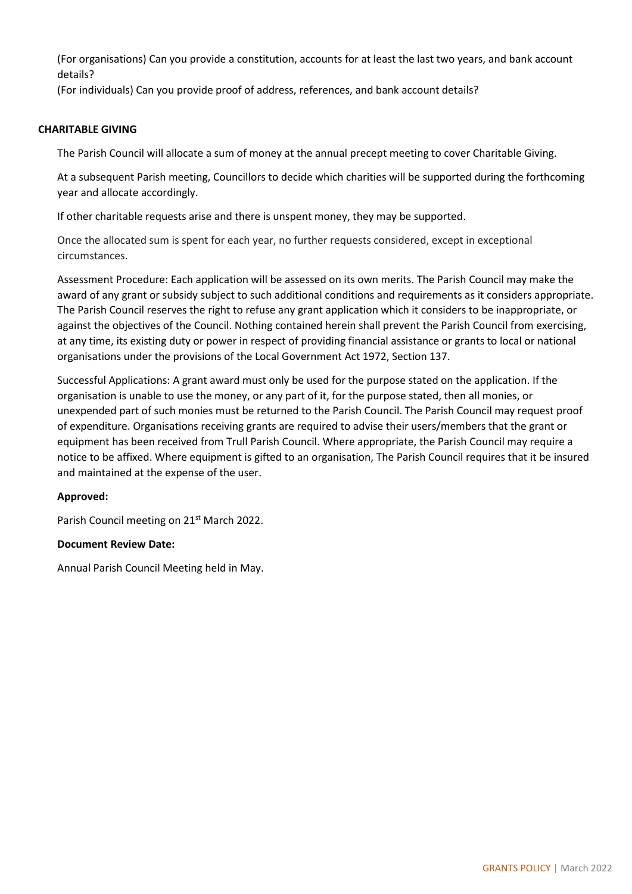(For organisations) Can you provide a constitution, accounts for at least the last two years, and bank account details?

(For individuals) Can you provide proof of address, references, and bank account details?

## CHARITABLE GIVING

The Parish Council will allocate a sum of money at the annual precept meeting to cover Charitable Giving.

At a subsequent Parish meeting, Councillors to decide which charities will be supported during the forthcoming year and allocate accordingly.

If other charitable requests arise and there is unspent money, they may be supported.

Once the allocated sum is spent for each year, no further requests considered, except in exceptional circumstances.

Assessment Procedure: Each application will be assessed on its own merits. The Parish Council may make the award of any grant or subsidy subject to such additional conditions and requirements as it considers appropriate. The Parish Council reserves the right to refuse any grant application which it considers to be inappropriate, or against the objectives of the Council. Nothing contained herein shall prevent the Parish Council from exercising, at any time, its existing duty or power in respect of providing financial assistance or grants to local or national organisations under the provisions of the Local Government Act 1972, Section 137.

Successful Applications: A grant award must only be used for the purpose stated on the application. If the organisation is unable to use the money, or any part of it, for the purpose stated, then all monies, or unexpended part of such monies must be returned to the Parish Council. The Parish Council may request proof of expenditure. Organisations receiving grants are required to advise their users/members that the grant or equipment has been received from Trull Parish Council. Where appropriate, the Parish Council may require a notice to be affixed. Where equipment is gifted to an organisation, The Parish Council requires that it be insured and maintained at the expense of the user.

**Approved:**

Parish Council meeting on 21st March 2022.

**Document Review Date:**

Annual Parish Council Meeting held in May.